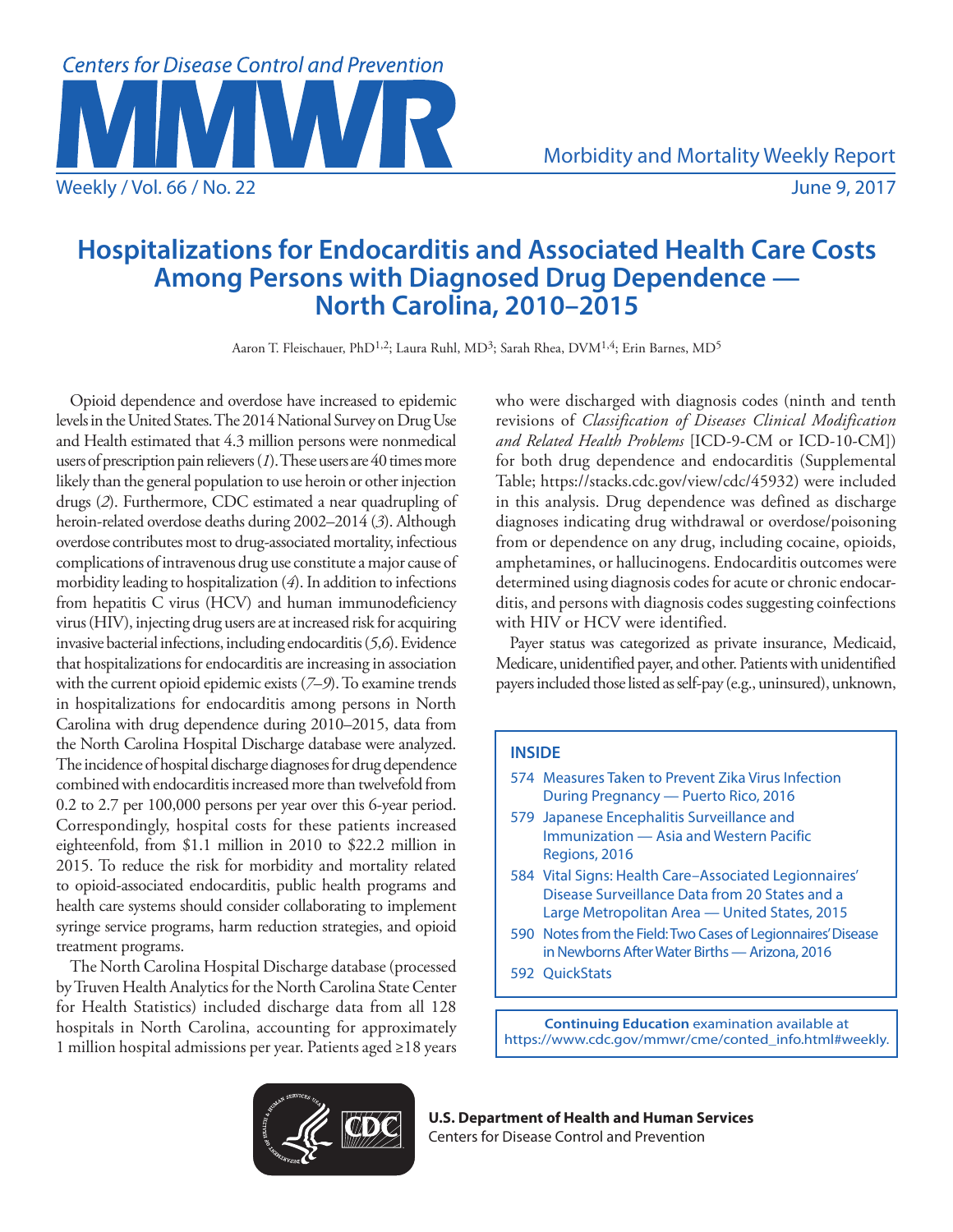# Hospitalizations for Endocarditis and Associated Health Care Costs Among Persons with Diagnosed Drug Dependence — North Carolina, 2010–2015

Aaron T. Fleischauer, PhD[1,2]; Laura Ruhl, MD[3]; Sarah Rhea, DVM[1,4]; Erin Barnes, MD[5]

Opioid dependence and overdose have increased to epidemic levels in the United States. The 2014 National Survey on Drug Use and Health estimated that 4.3 million persons were nonmedical users of prescription pain relievers (*1*). These users are 40 times more likely than the general population to use heroin or other injection drugs (*2*). Furthermore, CDC estimated a near quadrupling of heroin-related overdose deaths during 2002–2014 (*3*). Although overdose contributes most to drug-associated mortality, infectious complications of intravenous drug use constitute a major cause of morbidity leading to hospitalization (*4*). In addition to infections from hepatitis C virus (HCV) and human immunodeficiency virus (HIV), injecting drug users are at increased risk for acquiring invasive bacterial infections, including endocarditis (*5*,*6*). Evidence that hospitalizations for endocarditis are increasing in association with the current opioid epidemic exists (*7*–*9*). To examine trends in hospitalizations for endocarditis among persons in North Carolina with drug dependence during 2010–2015, data from the North Carolina Hospital Discharge database were analyzed. The incidence of hospital discharge diagnoses for drug dependence combined with endocarditis increased more than twelvefold from 0.2 to 2.7 per 100,000 persons per year over this 6-year period. Correspondingly, hospital costs for these patients increased eighteenfold, from $1.1 million in 2010 to $22.2 million in 2015. To reduce the risk for morbidity and mortality related to opioid-associated endocarditis, public health programs and health care systems should consider collaborating to implement syringe service programs, harm reduction strategies, and opioid treatment programs.

The North Carolina Hospital Discharge database (processed by Truven Health Analytics for the North Carolina State Center for Health Statistics) included discharge data from all 128 hospitals in North Carolina, accounting for approximately 1 million hospital admissions per year. Patients aged ≥18 years who were discharged with diagnosis codes (ninth and tenth revisions of *Classification of Diseases Clinical Modification and Related Health Problems* [ICD-9-CM or ICD-10-CM]) for both drug dependence and endocarditis (Supplemental Table; https://stacks.cdc.gov/view/cdc/45932) were included in this analysis. Drug dependence was defined as discharge diagnoses indicating drug withdrawal or overdose/poisoning from or dependence on any drug, including cocaine, opioids, amphetamines, or hallucinogens. Endocarditis outcomes were determined using diagnosis codes for acute or chronic endocarditis, and persons with diagnosis codes suggesting coinfections with HIV or HCV were identified.

Payer status was categorized as private insurance, Medicaid, Medicare, unidentified payer, and other. Patients with unidentified payers included those listed as self-pay (e.g., uninsured), unknown,

**INSIDE**

- 574 Measures Taken to Prevent Zika Virus Infection During Pregnancy — Puerto Rico, 2016
- 579 Japanese Encephalitis Surveillance and Immunization — Asia and Western Pacific Regions, 2016
- 584 Vital Signs: Health Care–Associated Legionnaires' Disease Surveillance Data from 20 States and a Large Metropolitan Area — United States, 2015
- 590 Notes from the Field: Two Cases of Legionnaires' Disease in Newborns After Water Births — Arizona, 2016
- 592 QuickStats

**Continuing Education** examination available at https://www.cdc.gov/mmwr/cme/conted_info.html#weekly.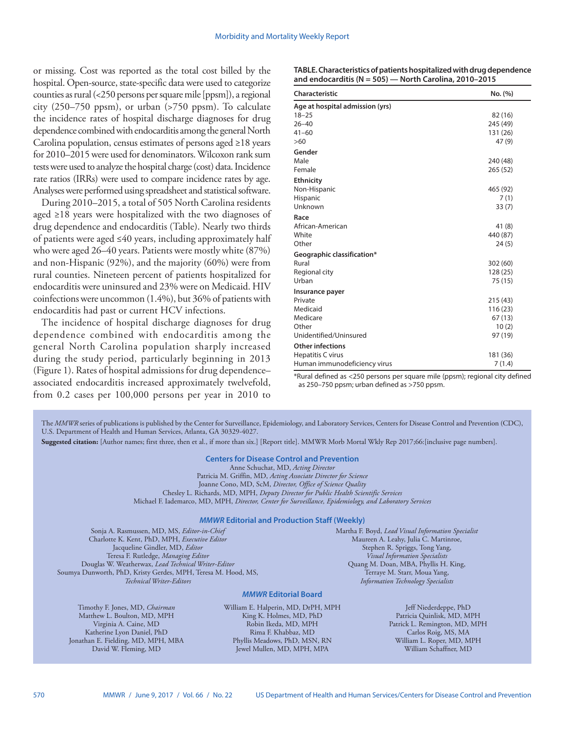or missing. Cost was reported as the total cost billed by the hospital. Open-source, state-specific data were used to categorize counties as rural (<250 persons per square mile [ppsm]), a regional city (250–750 ppsm), or urban (>750 ppsm). To calculate the incidence rates of hospital discharge diagnoses for drug dependence combined with endocarditis among the general North Carolina population, census estimates of persons aged ≥18 years for 2010–2015 were used for denominators. Wilcoxon rank sum tests were used to analyze the hospital charge (cost) data. Incidence rate ratios (IRRs) were used to compare incidence rates by age. Analyses were performed using spreadsheet and statistical software.

During 2010–2015, a total of 505 North Carolina residents aged ≥18 years were hospitalized with the two diagnoses of drug dependence and endocarditis (Table). Nearly two thirds of patients were aged ≤40 years, including approximately half who were aged 26–40 years. Patients were mostly white (87%) and non-Hispanic (92%), and the majority (60%) were from rural counties. Nineteen percent of patients hospitalized for endocarditis were uninsured and 23% were on Medicaid. HIV coinfections were uncommon (1.4%), but 36% of patients with endocarditis had past or current HCV infections.

The incidence of hospital discharge diagnoses for drug dependence combined with endocarditis among the general North Carolina population sharply increased during the study period, particularly beginning in 2013 (Figure 1). Rates of hospital admissions for drug dependence–associated endocarditis increased approximately twelvefold, from 0.2 cases per 100,000 persons per year in 2010 to

**TABLE. Characteristics of patients hospitalized with drug dependence and endocarditis (N = 505) — North Carolina, 2010–2015**

| Characteristic | No. (%) |
|---|---|
| **Age at hospital admission (yrs)** | |
| 18–25 | 82 (16) |
| 26–40 | 245 (49) |
| 41–60 | 131 (26) |
| >60 | 47 (9) |
| **Gender** | |
| Male | 240 (48) |
| Female | 265 (52) |
| **Ethnicity** | |
| Non-Hispanic | 465 (92) |
| Hispanic | 7 (1) |
| Unknown | 33 (7) |
| **Race** | |
| African-American | 41 (8) |
| White | 440 (87) |
| Other | 24 (5) |
| **Geographic classification*** | |
| Rural | 302 (60) |
| Regional city | 128 (25) |
| Urban | 75 (15) |
| **Insurance payer** | |
| Private | 215 (43) |
| Medicaid | 116 (23) |
| Medicare | 67 (13) |
| Other | 10 (2) |
| Unidentified/Uninsured | 97 (19) |
| **Other infections** | |
| Hepatitis C virus | 181 (36) |
| Human immunodeficiency virus | 7 (1.4) |

*Rural defined as <250 persons per square mile (ppsm); regional city defined as 250–750 ppsm; urban defined as >750 ppsm.

The *MMWR* series of publications is published by the Center for Surveillance, Epidemiology, and Laboratory Services, Centers for Disease Control and Prevention (CDC), U.S. Department of Health and Human Services, Atlanta, GA 30329-4027.

**Suggested citation:** [Author names; first three, then et al., if more than six.] [Report title]. MMWR Morb Mortal Wkly Rep 2017;66:[inclusive page numbers].

**Centers for Disease Control and Prevention**

Anne Schuchat, MD, *Acting Director*
Patricia M. Griffin, MD, *Acting Associate Director for Science*
Joanne Cono, MD, ScM, *Director, Office of Science Quality*
Chesley L. Richards, MD, MPH, *Deputy Director for Public Health Scientific Services*
Michael F. Iademarco, MD, MPH, *Director, Center for Surveillance, Epidemiology, and Laboratory Services*

***MMWR* Editorial and Production Staff (Weekly)**

Sonja A. Rasmussen, MD, MS, *Editor-in-Chief*
Charlotte K. Kent, PhD, MPH, *Executive Editor*
Jacqueline Gindler, MD, *Editor*
Teresa F. Rutledge, *Managing Editor*
Douglas W. Weatherwax, *Lead Technical Writer-Editor*
Soumya Dunworth, PhD, Kristy Gerdes, MPH, Teresa M. Hood, MS, *Technical Writer-Editors*

Martha F. Boyd, *Lead Visual Information Specialist*
Maureen A. Leahy, Julia C. Martinroe, Stephen R. Spriggs, Tong Yang, *Visual Information Specialists*
Quang M. Doan, MBA, Phyllis H. King, Terraye M. Starr, Moua Yang, *Information Technology Specialists*

***MMWR* Editorial Board**

Timothy F. Jones, MD, *Chairman*
Matthew L. Boulton, MD, MPH
Virginia A. Caine, MD
Katherine Lyon Daniel, PhD
Jonathan E. Fielding, MD, MPH, MBA
David W. Fleming, MD
William E. Halperin, MD, DrPH, MPH
King K. Holmes, MD, PhD
Robin Ikeda, MD, MPH
Rima F. Khabbaz, MD
Phyllis Meadows, PhD, MSN, RN
Jewel Mullen, MD, MPH, MPA
Jeff Niederdeppe, PhD
Patricia Quinlisk, MD, MPH
Patrick L. Remington, MD, MPH
Carlos Roig, MS, MA
William L. Roper, MD, MPH
William Schaffner, MD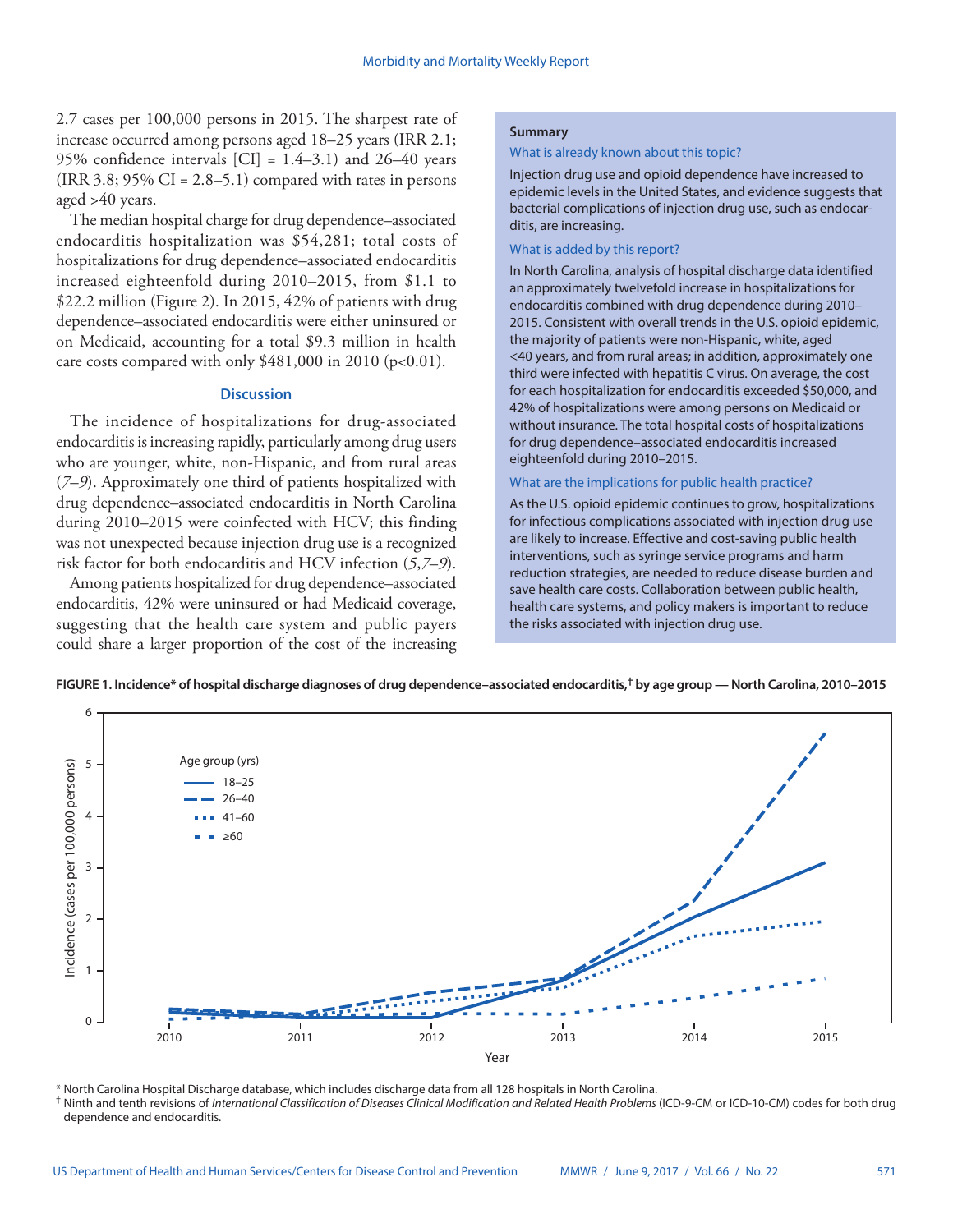2.7 cases per 100,000 persons in 2015. The sharpest rate of increase occurred among persons aged 18–25 years (IRR 2.1; 95% confidence intervals [CI] = 1.4–3.1) and 26–40 years (IRR 3.8; 95% CI = 2.8–5.1) compared with rates in persons aged >40 years.

The median hospital charge for drug dependence–associated endocarditis hospitalization was $54,281; total costs of hospitalizations for drug dependence–associated endocarditis increased eighteenfold during 2010–2015, from $1.1 to $22.2 million (Figure 2). In 2015, 42% of patients with drug dependence–associated endocarditis were either uninsured or on Medicaid, accounting for a total $9.3 million in health care costs compared with only $481,000 in 2010 (p<0.01).

## Discussion

The incidence of hospitalizations for drug-associated endocarditis is increasing rapidly, particularly among drug users who are younger, white, non-Hispanic, and from rural areas (*7–9*). Approximately one third of patients hospitalized with drug dependence–associated endocarditis in North Carolina during 2010–2015 were coinfected with HCV; this finding was not unexpected because injection drug use is a recognized risk factor for both endocarditis and HCV infection (*5*,*7–9*).

Among patients hospitalized for drug dependence–associated endocarditis, 42% were uninsured or had Medicaid coverage, suggesting that the health care system and public payers could share a larger proportion of the cost of the increasing

> **Summary**
>
> **What is already known about this topic?**
>
> Injection drug use and opioid dependence have increased to epidemic levels in the United States, and evidence suggests that bacterial complications of injection drug use, such as endocarditis, are increasing.
>
> **What is added by this report?**
>
> In North Carolina, analysis of hospital discharge data identified an approximately twelvefold increase in hospitalizations for endocarditis combined with drug dependence during 2010–2015. Consistent with overall trends in the U.S. opioid epidemic, the majority of patients were non-Hispanic, white, aged <40 years, and from rural areas; in addition, approximately one third were infected with hepatitis C virus. On average, the cost for each hospitalization for endocarditis exceeded $50,000, and 42% of hospitalizations were among persons on Medicaid or without insurance. The total hospital costs of hospitalizations for drug dependence–associated endocarditis increased eighteenfold during 2010–2015.
>
> **What are the implications for public health practice?**
>
> As the U.S. opioid epidemic continues to grow, hospitalizations for infectious complications associated with injection drug use are likely to increase. Effective and cost-saving public health interventions, such as syringe service programs and harm reduction strategies, are needed to reduce disease burden and save health care costs. Collaboration between public health, health care systems, and policy makers is important to reduce the risks associated with injection drug use.

**FIGURE 1. Incidence* of hospital discharge diagnoses of drug dependence–associated endocarditis,† by age group — North Carolina, 2010–2015**

\* North Carolina Hospital Discharge database, which includes discharge data from all 128 hospitals in North Carolina.

† Ninth and tenth revisions of *International Classification of Diseases Clinical Modification and Related Health Problems* (ICD-9-CM or ICD-10-CM) codes for both drug dependence and endocarditis.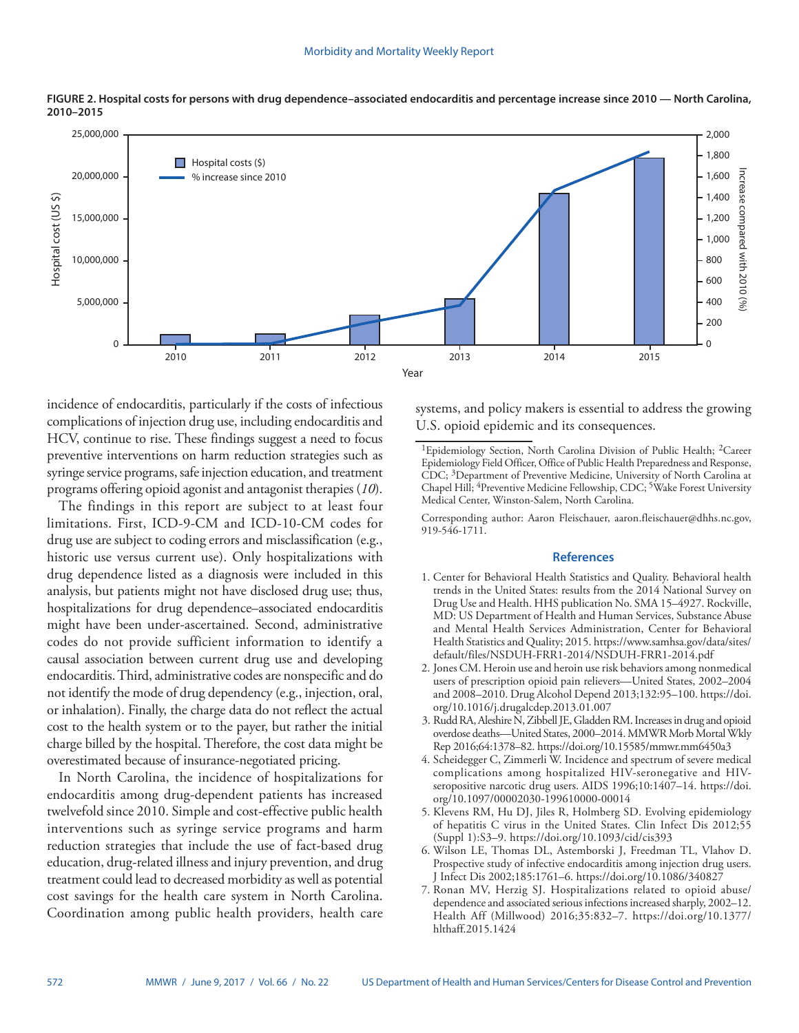**FIGURE 2. Hospital costs for persons with drug dependence–associated endocarditis and percentage increase since 2010 — North Carolina, 2010–2015**

incidence of endocarditis, particularly if the costs of infectious complications of injection drug use, including endocarditis and HCV, continue to rise. These findings suggest a need to focus preventive interventions on harm reduction strategies such as syringe service programs, safe injection education, and treatment programs offering opioid agonist and antagonist therapies (*10*).

The findings in this report are subject to at least four limitations. First, ICD-9-CM and ICD-10-CM codes for drug use are subject to coding errors and misclassification (e.g., historic use versus current use). Only hospitalizations with drug dependence listed as a diagnosis were included in this analysis, but patients might not have disclosed drug use; thus, hospitalizations for drug dependence–associated endocarditis might have been under-ascertained. Second, administrative codes do not provide sufficient information to identify a causal association between current drug use and developing endocarditis. Third, administrative codes are nonspecific and do not identify the mode of drug dependency (e.g., injection, oral, or inhalation). Finally, the charge data do not reflect the actual cost to the health system or to the payer, but rather the initial charge billed by the hospital. Therefore, the cost data might be overestimated because of insurance-negotiated pricing.

In North Carolina, the incidence of hospitalizations for endocarditis among drug-dependent patients has increased twelvefold since 2010. Simple and cost-effective public health interventions such as syringe service programs and harm reduction strategies that include the use of fact-based drug education, drug-related illness and injury prevention, and drug treatment could lead to decreased morbidity as well as potential cost savings for the health care system in North Carolina. Coordination among public health providers, health care systems, and policy makers is essential to address the growing U.S. opioid epidemic and its consequences.

---

[1]Epidemiology Section, North Carolina Division of Public Health; [2]Career Epidemiology Field Officer, Office of Public Health Preparedness and Response, CDC; [3]Department of Preventive Medicine, University of North Carolina at Chapel Hill; [4]Preventive Medicine Fellowship, CDC; [5]Wake Forest University Medical Center, Winston-Salem, North Carolina.

Corresponding author: Aaron Fleischauer, aaron.fleischauer@dhhs.nc.gov, 919-546-1711.

## References

1. Center for Behavioral Health Statistics and Quality. Behavioral health trends in the United States: results from the 2014 National Survey on Drug Use and Health. HHS publication No. SMA 15–4927. Rockville, MD: US Department of Health and Human Services, Substance Abuse and Mental Health Services Administration, Center for Behavioral Health Statistics and Quality; 2015. https://www.samhsa.gov/data/sites/default/files/NSDUH-FRR1-2014/NSDUH-FRR1-2014.pdf
2. Jones CM. Heroin use and heroin use risk behaviors among nonmedical users of prescription opioid pain relievers—United States, 2002–2004 and 2008–2010. Drug Alcohol Depend 2013;132:95–100. https://doi.org/10.1016/j.drugalcdep.2013.01.007
3. Rudd RA, Aleshire N, Zibbell JE, Gladden RM. Increases in drug and opioid overdose deaths—United States, 2000–2014. MMWR Morb Mortal Wkly Rep 2016;64:1378–82. https://doi.org/10.15585/mmwr.mm6450a3
4. Scheidegger C, Zimmerli W. Incidence and spectrum of severe medical complications among hospitalized HIV-seronegative and HIV-seropositive narcotic drug users. AIDS 1996;10:1407–14. https://doi.org/10.1097/00002030-199610000-00014
5. Klevens RM, Hu DJ, Jiles R, Holmberg SD. Evolving epidemiology of hepatitis C virus in the United States. Clin Infect Dis 2012;55 (Suppl 1):S3–9. https://doi.org/10.1093/cid/cis393
6. Wilson LE, Thomas DL, Astemborski J, Freedman TL, Vlahov D. Prospective study of infective endocarditis among injection drug users. J Infect Dis 2002;185:1761–6. https://doi.org/10.1086/340827
7. Ronan MV, Herzig SJ. Hospitalizations related to opioid abuse/dependence and associated serious infections increased sharply, 2002–12. Health Aff (Millwood) 2016;35:832–7. https://doi.org/10.1377/hlthaff.2015.1424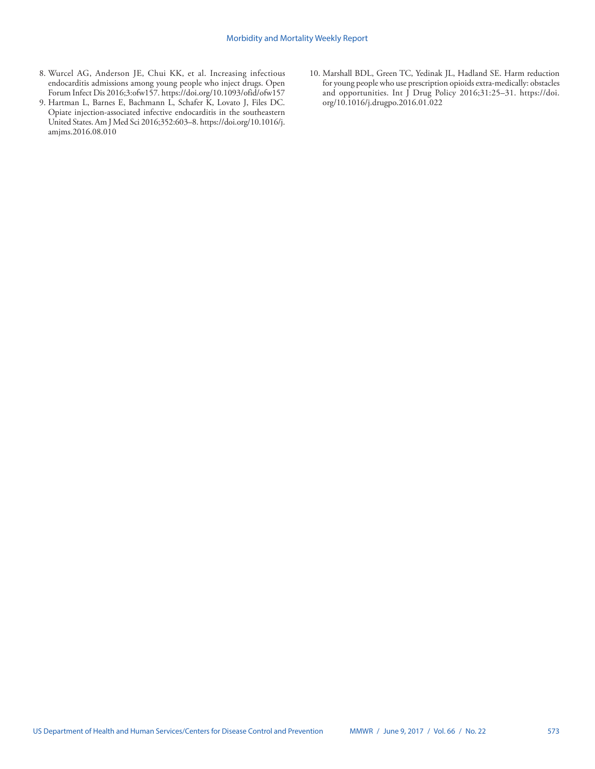8. Wurcel AG, Anderson JE, Chui KK, et al. Increasing infectious endocarditis admissions among young people who inject drugs. Open Forum Infect Dis 2016;3:ofw157. https://doi.org/10.1093/ofid/ofw157
9. Hartman L, Barnes E, Bachmann L, Schafer K, Lovato J, Files DC. Opiate injection-associated infective endocarditis in the southeastern United States. Am J Med Sci 2016;352:603–8. https://doi.org/10.1016/j.amjms.2016.08.010
10. Marshall BDL, Green TC, Yedinak JL, Hadland SE. Harm reduction for young people who use prescription opioids extra-medically: obstacles and opportunities. Int J Drug Policy 2016;31:25–31. https://doi.org/10.1016/j.drugpo.2016.01.022